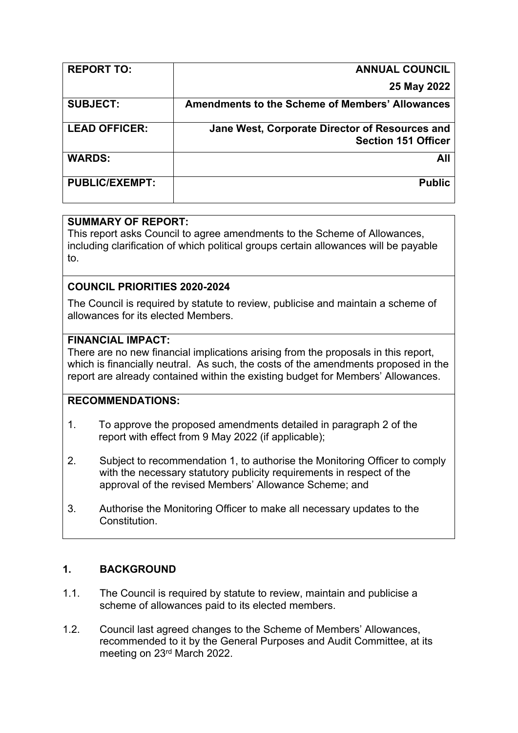| REPORT TO: | ANNUAL COUNCIL<br>25 May 2022 |
|---|---|
| SUBJECT: | Amendments to the Scheme of Members' Allowances |
| LEAD OFFICER: | Jane West, Corporate Director of Resources and Section 151 Officer |
| WARDS: | All |
| PUBLIC/EXEMPT: | Public |

**SUMMARY OF REPORT:**
This report asks Council to agree amendments to the Scheme of Allowances, including clarification of which political groups certain allowances will be payable to.

**COUNCIL PRIORITIES 2020-2024**

The Council is required by statute to review, publicise and maintain a scheme of allowances for its elected Members.

**FINANCIAL IMPACT:**
There are no new financial implications arising from the proposals in this report, which is financially neutral. As such, the costs of the amendments proposed in the report are already contained within the existing budget for Members' Allowances.

**RECOMMENDATIONS:**

1. To approve the proposed amendments detailed in paragraph 2 of the report with effect from 9 May 2022 (if applicable);

2. Subject to recommendation 1, to authorise the Monitoring Officer to comply with the necessary statutory publicity requirements in respect of the approval of the revised Members' Allowance Scheme; and

3. Authorise the Monitoring Officer to make all necessary updates to the Constitution.

## 1. BACKGROUND

1.1. The Council is required by statute to review, maintain and publicise a scheme of allowances paid to its elected members.

1.2. Council last agreed changes to the Scheme of Members' Allowances, recommended to it by the General Purposes and Audit Committee, at its meeting on 23rd March 2022.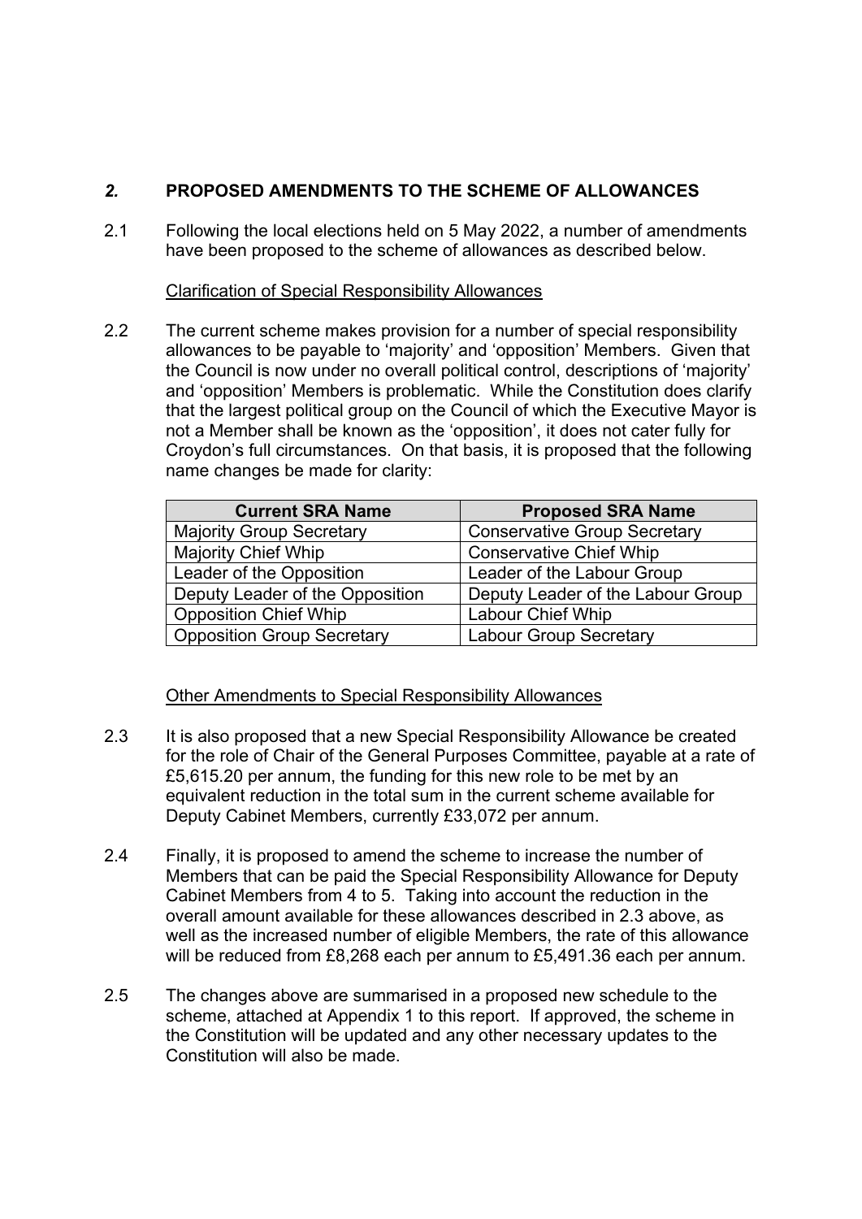## *2.* PROPOSED AMENDMENTS TO THE SCHEME OF ALLOWANCES

2.1 Following the local elections held on 5 May 2022, a number of amendments have been proposed to the scheme of allowances as described below.

Clarification of Special Responsibility Allowances

2.2 The current scheme makes provision for a number of special responsibility allowances to be payable to 'majority' and 'opposition' Members. Given that the Council is now under no overall political control, descriptions of 'majority' and 'opposition' Members is problematic. While the Constitution does clarify that the largest political group on the Council of which the Executive Mayor is not a Member shall be known as the 'opposition', it does not cater fully for Croydon's full circumstances. On that basis, it is proposed that the following name changes be made for clarity:

| Current SRA Name | Proposed SRA Name |
|---|---|
| Majority Group Secretary | Conservative Group Secretary |
| Majority Chief Whip | Conservative Chief Whip |
| Leader of the Opposition | Leader of the Labour Group |
| Deputy Leader of the Opposition | Deputy Leader of the Labour Group |
| Opposition Chief Whip | Labour Chief Whip |
| Opposition Group Secretary | Labour Group Secretary |

Other Amendments to Special Responsibility Allowances

2.3 It is also proposed that a new Special Responsibility Allowance be created for the role of Chair of the General Purposes Committee, payable at a rate of £5,615.20 per annum, the funding for this new role to be met by an equivalent reduction in the total sum in the current scheme available for Deputy Cabinet Members, currently £33,072 per annum.

2.4 Finally, it is proposed to amend the scheme to increase the number of Members that can be paid the Special Responsibility Allowance for Deputy Cabinet Members from 4 to 5. Taking into account the reduction in the overall amount available for these allowances described in 2.3 above, as well as the increased number of eligible Members, the rate of this allowance will be reduced from £8,268 each per annum to £5,491.36 each per annum.

2.5 The changes above are summarised in a proposed new schedule to the scheme, attached at Appendix 1 to this report. If approved, the scheme in the Constitution will be updated and any other necessary updates to the Constitution will also be made.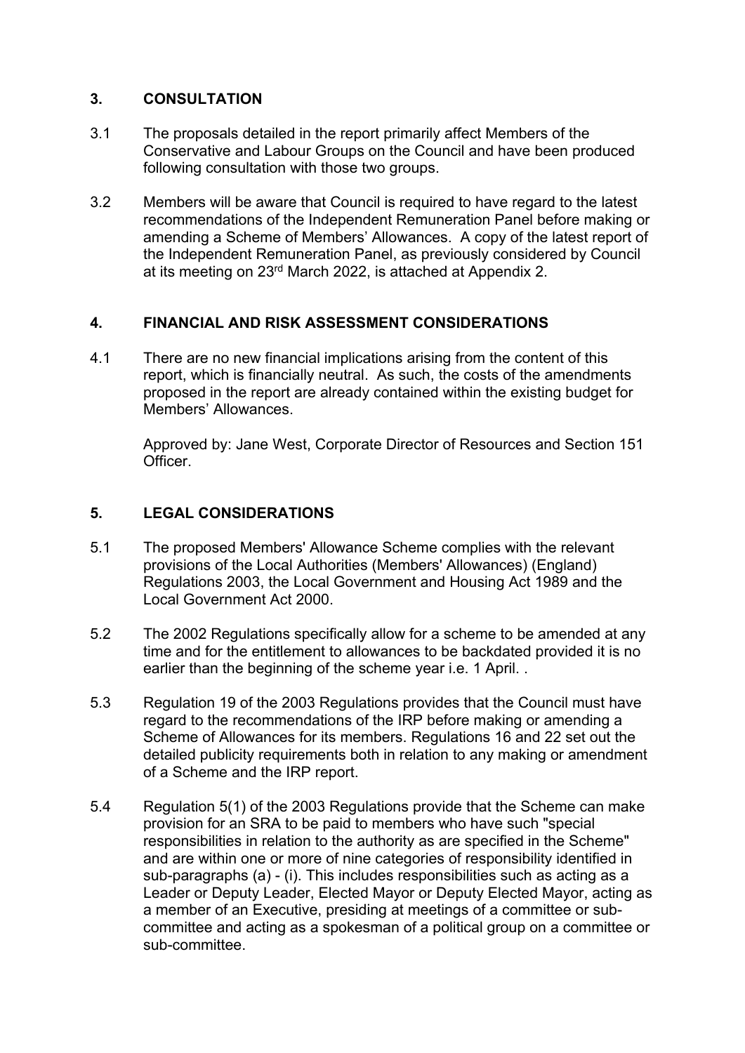## 3. CONSULTATION

3.1 The proposals detailed in the report primarily affect Members of the Conservative and Labour Groups on the Council and have been produced following consultation with those two groups.

3.2 Members will be aware that Council is required to have regard to the latest recommendations of the Independent Remuneration Panel before making or amending a Scheme of Members' Allowances. A copy of the latest report of the Independent Remuneration Panel, as previously considered by Council at its meeting on 23rd March 2022, is attached at Appendix 2.

## 4. FINANCIAL AND RISK ASSESSMENT CONSIDERATIONS

4.1 There are no new financial implications arising from the content of this report, which is financially neutral. As such, the costs of the amendments proposed in the report are already contained within the existing budget for Members' Allowances.

Approved by: Jane West, Corporate Director of Resources and Section 151 Officer.

## 5. LEGAL CONSIDERATIONS

5.1 The proposed Members' Allowance Scheme complies with the relevant provisions of the Local Authorities (Members' Allowances) (England) Regulations 2003, the Local Government and Housing Act 1989 and the Local Government Act 2000.

5.2 The 2002 Regulations specifically allow for a scheme to be amended at any time and for the entitlement to allowances to be backdated provided it is no earlier than the beginning of the scheme year i.e. 1 April. .

5.3 Regulation 19 of the 2003 Regulations provides that the Council must have regard to the recommendations of the IRP before making or amending a Scheme of Allowances for its members. Regulations 16 and 22 set out the detailed publicity requirements both in relation to any making or amendment of a Scheme and the IRP report.

5.4 Regulation 5(1) of the 2003 Regulations provide that the Scheme can make provision for an SRA to be paid to members who have such "special responsibilities in relation to the authority as are specified in the Scheme" and are within one or more of nine categories of responsibility identified in sub-paragraphs (a) - (i). This includes responsibilities such as acting as a Leader or Deputy Leader, Elected Mayor or Deputy Elected Mayor, acting as a member of an Executive, presiding at meetings of a committee or sub-committee and acting as a spokesman of a political group on a committee or sub-committee.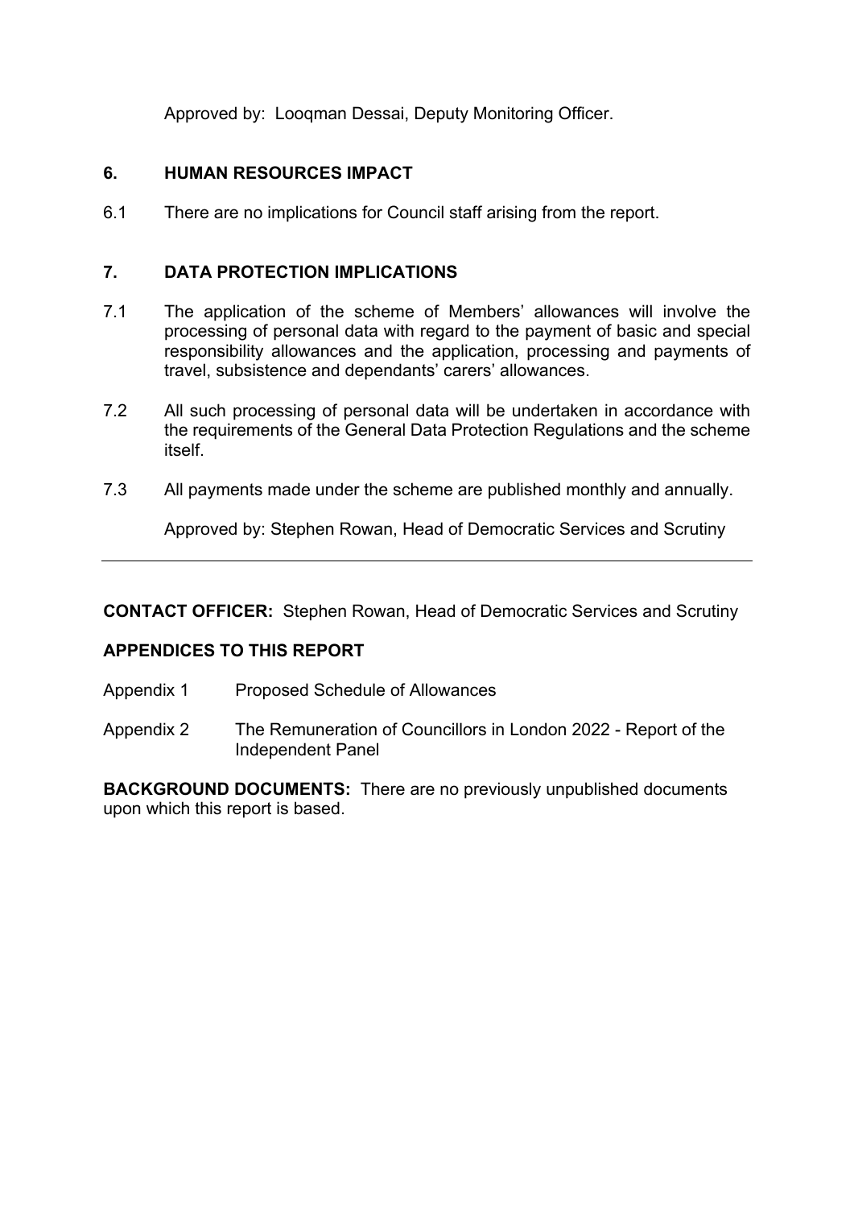Approved by: Looqman Dessai, Deputy Monitoring Officer.

## 6. HUMAN RESOURCES IMPACT

6.1 There are no implications for Council staff arising from the report.

## 7. DATA PROTECTION IMPLICATIONS

7.1 The application of the scheme of Members' allowances will involve the processing of personal data with regard to the payment of basic and special responsibility allowances and the application, processing and payments of travel, subsistence and dependants' carers' allowances.

7.2 All such processing of personal data will be undertaken in accordance with the requirements of the General Data Protection Regulations and the scheme itself.

7.3 All payments made under the scheme are published monthly and annually.

Approved by: Stephen Rowan, Head of Democratic Services and Scrutiny

---

**CONTACT OFFICER:** Stephen Rowan, Head of Democratic Services and Scrutiny

**APPENDICES TO THIS REPORT**

Appendix 1 Proposed Schedule of Allowances

Appendix 2 The Remuneration of Councillors in London 2022 - Report of the Independent Panel

**BACKGROUND DOCUMENTS:** There are no previously unpublished documents upon which this report is based.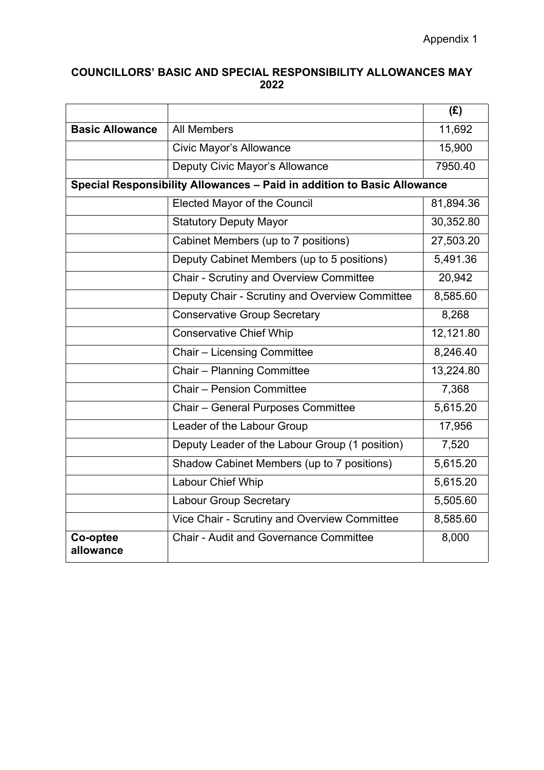Appendix 1

## COUNCILLORS' BASIC AND SPECIAL RESPONSIBILITY ALLOWANCES MAY 2022

| | | (£) |
|---|---|---|
| **Basic Allowance** | All Members | 11,692 |
| | Civic Mayor's Allowance | 15,900 |
| | Deputy Civic Mayor's Allowance | 7950.40 |
| **Special Responsibility Allowances – Paid in addition to Basic Allowance** | | |
| | Elected Mayor of the Council | 81,894.36 |
| | Statutory Deputy Mayor | 30,352.80 |
| | Cabinet Members (up to 7 positions) | 27,503.20 |
| | Deputy Cabinet Members (up to 5 positions) | 5,491.36 |
| | Chair - Scrutiny and Overview Committee | 20,942 |
| | Deputy Chair - Scrutiny and Overview Committee | 8,585.60 |
| | Conservative Group Secretary | 8,268 |
| | Conservative Chief Whip | 12,121.80 |
| | Chair – Licensing Committee | 8,246.40 |
| | Chair – Planning Committee | 13,224.80 |
| | Chair – Pension Committee | 7,368 |
| | Chair – General Purposes Committee | 5,615.20 |
| | Leader of the Labour Group | 17,956 |
| | Deputy Leader of the Labour Group (1 position) | 7,520 |
| | Shadow Cabinet Members (up to 7 positions) | 5,615.20 |
| | Labour Chief Whip | 5,615.20 |
| | Labour Group Secretary | 5,505.60 |
| | Vice Chair - Scrutiny and Overview Committee | 8,585.60 |
| **Co-optee allowance** | Chair - Audit and Governance Committee | 8,000 |